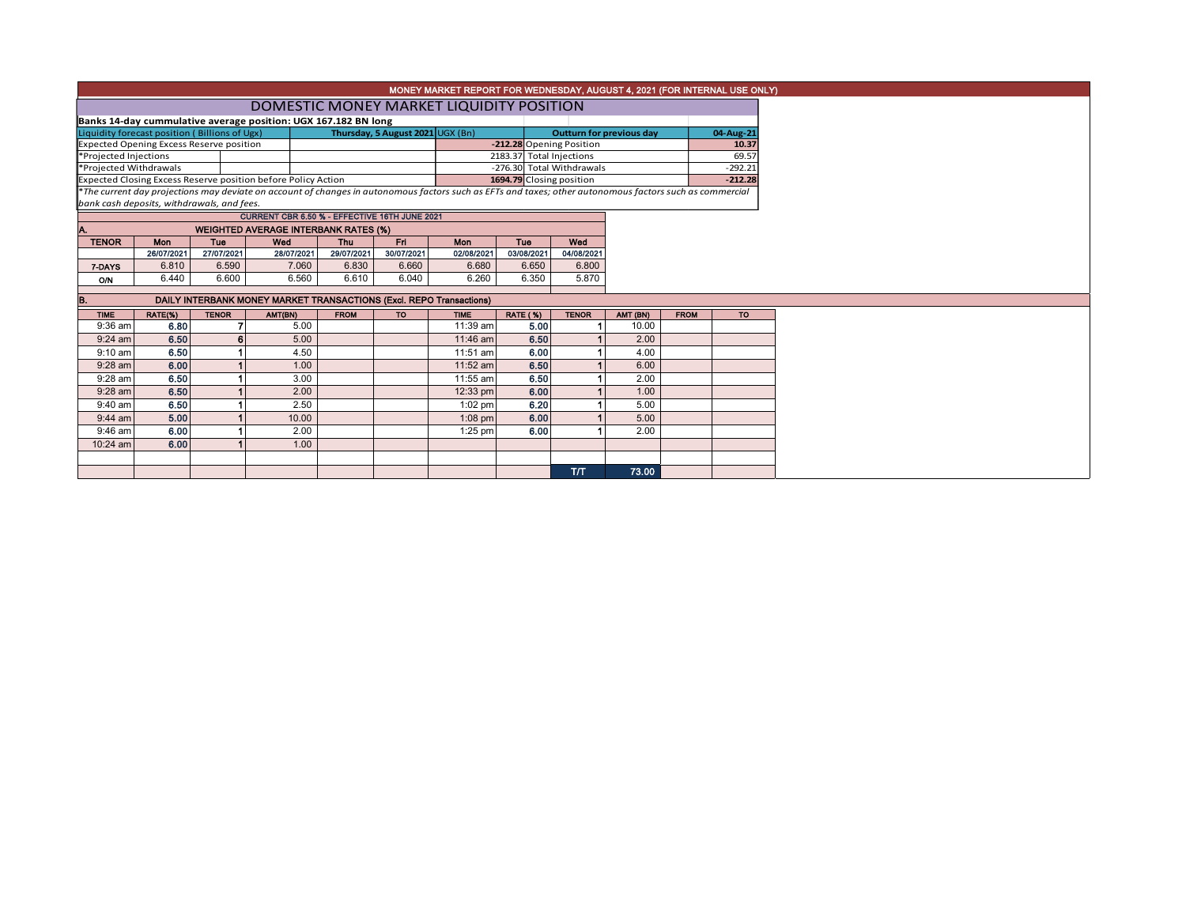# MONEY MARKET REPORT FOR WEDNESDAY, AUGUST 4, 2021 (FOR INTERNAL USE ONLY)

## DOMESTIC MONEY MARKET LIQUIDITY POSITION

**Banks 14-day cummulative average position: UGX 167.182 BN long**

| Liquidity forecast position ( Billions of Ugx) | Thursday, 5 August 2021 UGX (Bn) | Outturn for previous day | 04-Aug-21 |
|---|---|---|---|
| Expected Opening Excess Reserve position | -212.28 | Opening Position | 10.37 |
| *Projected Injections | 2183.37 | Total Injections | 69.57 |
| *Projected Withdrawals | -276.30 | Total Withdrawals | -292.21 |
| Expected Closing Excess Reserve position before Policy Action | 1694.79 | Closing position | -212.28 |

*The current day projections may deviate on account of changes in autonomous factors such as EFTs and taxes; other autonomous factors such as commercial bank cash deposits, withdrawals, and fees.*

**CURRENT CBR 6.50 % - EFFECTIVE 16TH JUNE 2021**

### A. WEIGHTED AVERAGE INTERBANK RATES (%)

| TENOR | Mon | Tue | Wed | Thu | Fri | Mon | Tue | Wed |
|---|---|---|---|---|---|---|---|---|
| | 26/07/2021 | 27/07/2021 | 28/07/2021 | 29/07/2021 | 30/07/2021 | 02/08/2021 | 03/08/2021 | 04/08/2021 |
| 7-DAYS | 6.810 | 6.590 | 7.060 | 6.830 | 6.660 | 6.680 | 6.650 | 6.800 |
| O/N | 6.440 | 6.600 | 6.560 | 6.610 | 6.040 | 6.260 | 6.350 | 5.870 |

### B. DAILY INTERBANK MONEY MARKET TRANSACTIONS (Excl. REPO Transactions)

| TIME | RATE(%) | TENOR | AMT(BN) | FROM | TO | TIME | RATE (%) | TENOR | AMT (BN) | FROM | TO |
|---|---|---|---|---|---|---|---|---|---|---|---|
| 9:36 am | 6.80 | 7 | 5.00 | | | 11:39 am | 5.00 | 1 | 10.00 | | |
| 9:24 am | 6.50 | 6 | 5.00 | | | 11:46 am | 6.50 | 1 | 2.00 | | |
| 9:10 am | 6.50 | 1 | 4.50 | | | 11:51 am | 6.00 | 1 | 4.00 | | |
| 9:28 am | 6.00 | 1 | 1.00 | | | 11:52 am | 6.50 | 1 | 6.00 | | |
| 9:28 am | 6.50 | 1 | 3.00 | | | 11:55 am | 6.50 | 1 | 2.00 | | |
| 9:28 am | 6.50 | 1 | 2.00 | | | 12:33 pm | 6.00 | 1 | 1.00 | | |
| 9:40 am | 6.50 | 1 | 2.50 | | | 1:02 pm | 6.20 | 1 | 5.00 | | |
| 9:44 am | 5.00 | 1 | 10.00 | | | 1:08 pm | 6.00 | 1 | 5.00 | | |
| 9:46 am | 6.00 | 1 | 2.00 | | | 1:25 pm | 6.00 | 1 | 2.00 | | |
| 10:24 am | 6.00 | 1 | 1.00 | | | | | | | | |
| | | | | | | | | T/T | 73.00 | | |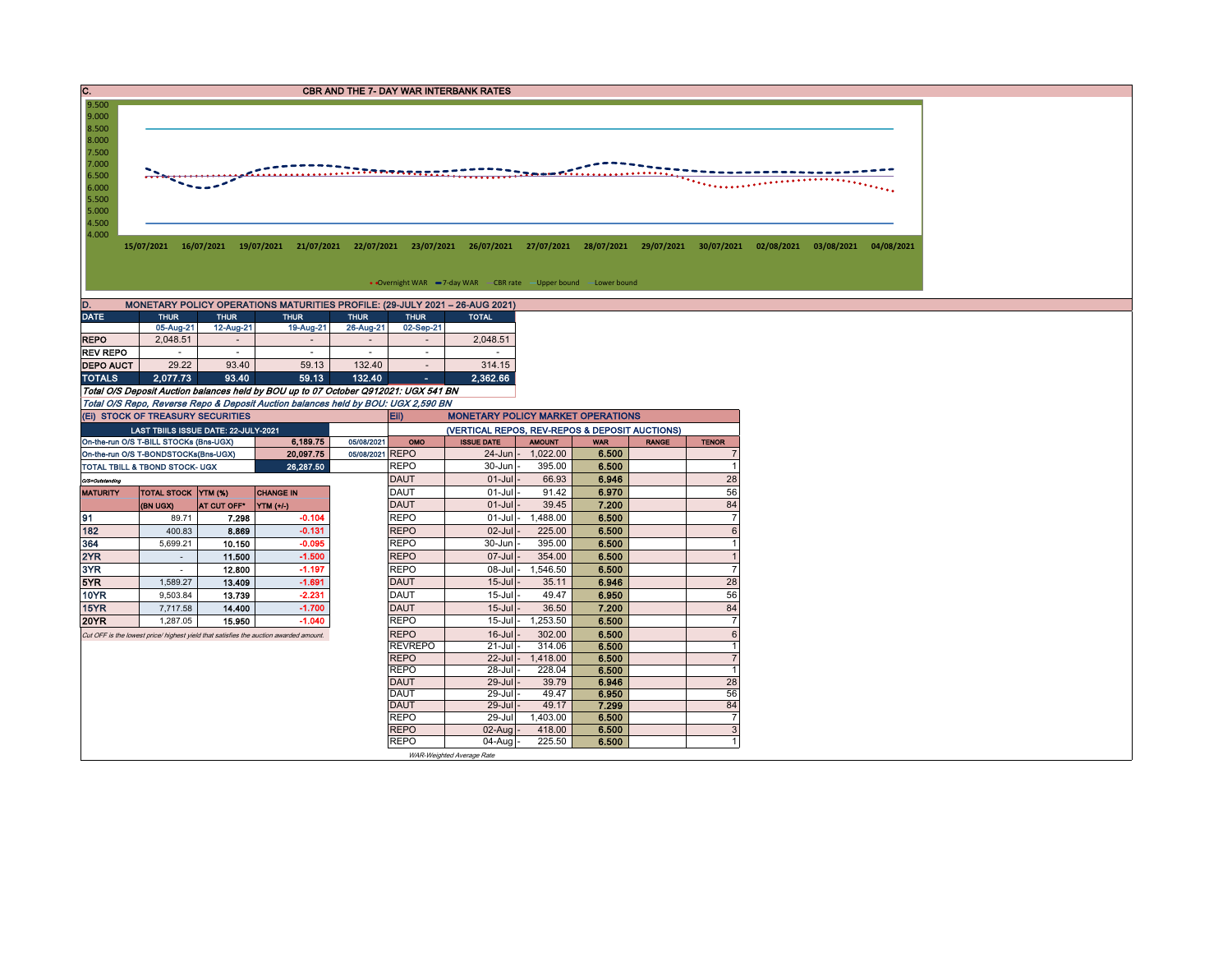## C. CBR AND THE 7- DAY WAR INTERBANK RATES

9.500
9.000
8.500
8.000
7.500
7.000
6.500
6.000
5.500
5.000
4.500
4.000

15/07/2021 16/07/2021 19/07/2021 21/07/2021 22/07/2021 23/07/2021 26/07/2021 27/07/2021 28/07/2021 29/07/2021 30/07/2021 02/08/2021 03/08/2021 04/08/2021

Overnight WAR — 7-day WAR — CBR rate — Upper bound — Lower bound

## D. MONETARY POLICY OPERATIONS MATURITIES PROFILE: (29-JULY 2021 – 26-AUG 2021)

| DATE | THUR | THUR | THUR | THUR | THUR | TOTAL |
|---|---|---|---|---|---|---|
| | 05-Aug-21 | 12-Aug-21 | 19-Aug-21 | 26-Aug-21 | 02-Sep-21 | |
| REPO | 2,048.51 | - | - | - | - | 2,048.51 |
| REV REPO | - | - | - | - | - | - |
| DEPO AUCT | 29.22 | 93.40 | 59.13 | 132.40 | - | 314.15 |
| TOTALS | 2,077.73 | 93.40 | 59.13 | 132.40 | - | 2,362.66 |

*Total O/S Deposit Auction balances held by BOU up to 07 October Q912021: UGX 541 BN*

*Total O/S Repo, Reverse Repo & Deposit Auction balances held by BOU: UGX 2,590 BN*

### (Ei) STOCK OF TREASURY SECURITIES

| LAST TBIILS ISSUE DATE: 22-JULY-2021 | | |
|---|---|---|
| On-the-run O/S T-BILL STOCKs (Bns-UGX) | 6,189.75 | 05/08/2021 |
| On-the-run O/S T-BONDSTOCKs(Bns-UGX) | 20,097.75 | 05/08/2021 |
| TOTAL TBILL & TBOND STOCK- UGX | 26,287.50 | |

O/S=Outstanding

| MATURITY | TOTAL STOCK (BN UGX) | YTM (%) AT CUT OFF* | CHANGE IN YTM (+/-) |
|---|---|---|---|
| 91 | 89.71 | 7.298 | -0.104 |
| 182 | 400.83 | 8.869 | -0.131 |
| 364 | 5,699.21 | 10.150 | -0.095 |
| 2YR | - | 11.500 | -1.500 |
| 3YR | - | 12.800 | -1.197 |
| 5YR | 1,589.27 | 13.409 | -1.691 |
| 10YR | 9,503.84 | 13.739 | -2.231 |
| 15YR | 7,717.58 | 14.400 | -1.700 |
| 20YR | 1,287.05 | 15.950 | -1.040 |

*Cut OFF is the lowest price/ highest yield that satisfies the auction awarded amount.*

### Eii) MONETARY POLICY MARKET OPERATIONS

(VERTICAL REPOS, REV-REPOS & DEPOSIT AUCTIONS)

| OMO | ISSUE DATE | AMOUNT | WAR | RANGE | TENOR |
|---|---|---|---|---|---|
| REPO | 24-Jun | 1,022.00 | 6.500 | | 7 |
| REPO | 30-Jun | 395.00 | 6.500 | | 1 |
| DAUT | 01-Jul | 66.93 | 6.946 | | 28 |
| DAUT | 01-Jul | 91.42 | 6.970 | | 56 |
| DAUT | 01-Jul | 39.45 | 7.200 | | 84 |
| REPO | 01-Jul | 1,488.00 | 6.500 | | 7 |
| REPO | 02-Jul | 225.00 | 6.500 | | 6 |
| REPO | 30-Jun | 395.00 | 6.500 | | 1 |
| REPO | 07-Jul | 354.00 | 6.500 | | 1 |
| REPO | 08-Jul | 1,546.50 | 6.500 | | 7 |
| DAUT | 15-Jul | 35.11 | 6.946 | | 28 |
| DAUT | 15-Jul | 49.47 | 6.950 | | 56 |
| DAUT | 15-Jul | 36.50 | 7.200 | | 84 |
| REPO | 15-Jul | 1,253.50 | 6.500 | | 7 |
| REPO | 16-Jul | 302.00 | 6.500 | | 6 |
| REVREPO | 21-Jul | 314.06 | 6.500 | | 1 |
| REPO | 22-Jul | 1,418.00 | 6.500 | | 7 |
| REPO | 28-Jul | 228.04 | 6.500 | | 1 |
| DAUT | 29-Jul | 39.79 | 6.946 | | 28 |
| DAUT | 29-Jul | 49.47 | 6.950 | | 56 |
| DAUT | 29-Jul | 49.17 | 7.299 | | 84 |
| REPO | 29-Jul | 1,403.00 | 6.500 | | 7 |
| REPO | 02-Aug | 418.00 | 6.500 | | 3 |
| REPO | 04-Aug | 225.50 | 6.500 | | 1 |

*WAR-Weighted Average Rate*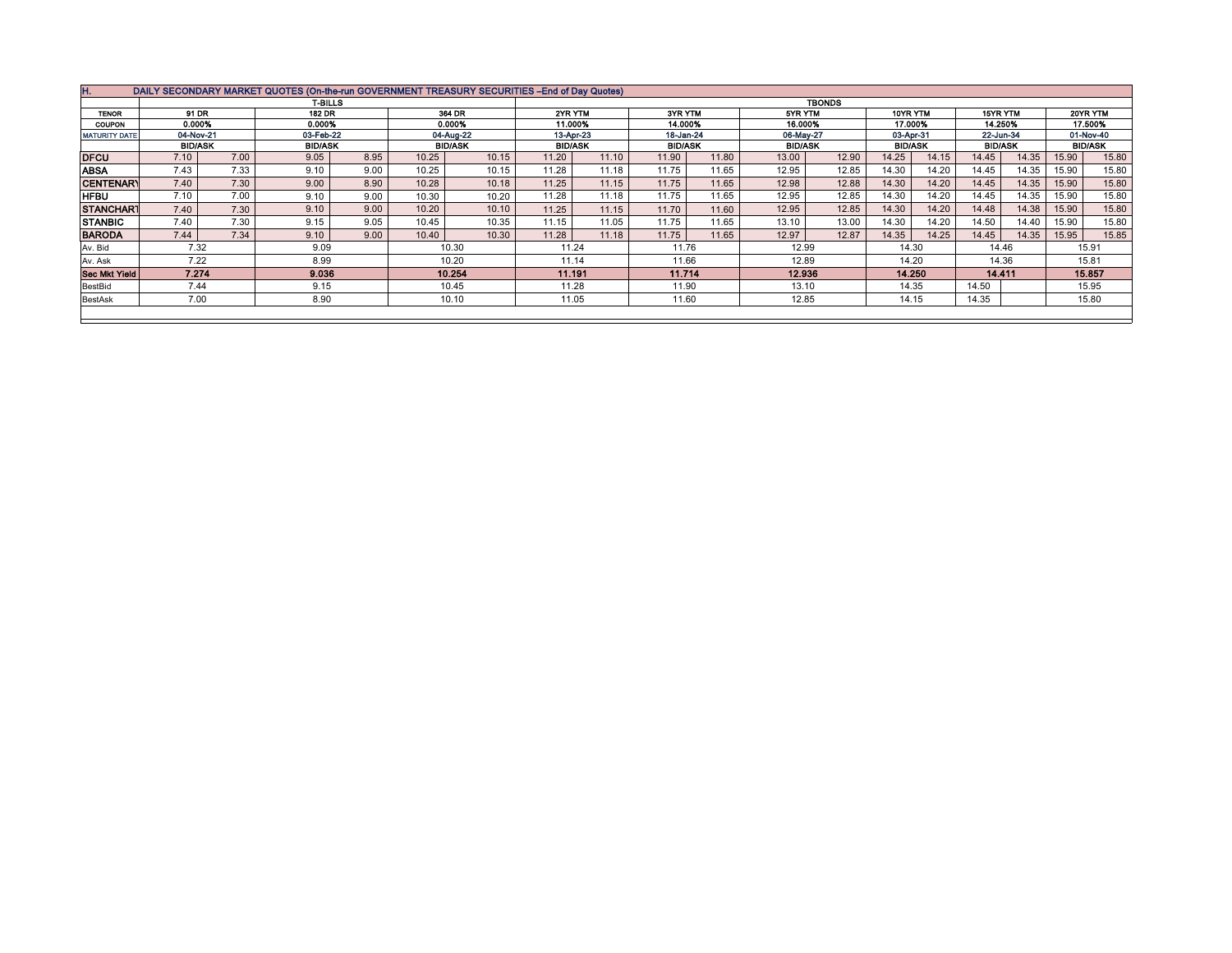## H. DAILY SECONDARY MARKET QUOTES (On-the-run GOVERNMENT TREASURY SECURITIES –End of Day Quotes)

| | T-BILLS | | | | | | TBONDS | | | | | | | | | | | |
|---|---|---|---|---|---|---|---|---|---|---|---|---|---|---|---|---|---|---|
| **TENOR** | **91 DR** | | **182 DR** | | **364 DR** | | **2YR YTM** | | **3YR YTM** | | **5YR YTM** | | **10YR YTM** | | **15YR YTM** | | **20YR YTM** | |
| **COUPON** | **0.000%** | | **0.000%** | | **0.000%** | | **11.000%** | | **14.000%** | | **16.000%** | | **17.000%** | | **14.250%** | | **17.500%** | |
| **MATURITY DATE** | **04-Nov-21** | | **03-Feb-22** | | **04-Aug-22** | | **13-Apr-23** | | **18-Jan-24** | | **06-May-27** | | **03-Apr-31** | | **22-Jun-34** | | **01-Nov-40** | |
| | **BID/ASK** | | **BID/ASK** | | **BID/ASK** | | **BID/ASK** | | **BID/ASK** | | **BID/ASK** | | **BID/ASK** | | **BID/ASK** | | **BID/ASK** | |
| **DFCU** | 7.10 | 7.00 | 9.05 | 8.95 | 10.25 | 10.15 | 11.20 | 11.10 | 11.90 | 11.80 | 13.00 | 12.90 | 14.25 | 14.15 | 14.45 | 14.35 | 15.90 | 15.80 |
| **ABSA** | 7.43 | 7.33 | 9.10 | 9.00 | 10.25 | 10.15 | 11.28 | 11.18 | 11.75 | 11.65 | 12.95 | 12.85 | 14.30 | 14.20 | 14.45 | 14.35 | 15.90 | 15.80 |
| **CENTENARY** | 7.40 | 7.30 | 9.00 | 8.90 | 10.28 | 10.18 | 11.25 | 11.15 | 11.75 | 11.65 | 12.98 | 12.88 | 14.30 | 14.20 | 14.45 | 14.35 | 15.90 | 15.80 |
| **HFBU** | 7.10 | 7.00 | 9.10 | 9.00 | 10.30 | 10.20 | 11.28 | 11.18 | 11.75 | 11.65 | 12.95 | 12.85 | 14.30 | 14.20 | 14.45 | 14.35 | 15.90 | 15.80 |
| **STANCHART** | 7.40 | 7.30 | 9.10 | 9.00 | 10.20 | 10.10 | 11.25 | 11.15 | 11.70 | 11.60 | 12.95 | 12.85 | 14.30 | 14.20 | 14.48 | 14.38 | 15.90 | 15.80 |
| **STANBIC** | 7.40 | 7.30 | 9.15 | 9.05 | 10.45 | 10.35 | 11.15 | 11.05 | 11.75 | 11.65 | 13.10 | 13.00 | 14.30 | 14.20 | 14.50 | 14.40 | 15.90 | 15.80 |
| **BARODA** | 7.44 | 7.34 | 9.10 | 9.00 | 10.40 | 10.30 | 11.28 | 11.18 | 11.75 | 11.65 | 12.97 | 12.87 | 14.35 | 14.25 | 14.45 | 14.35 | 15.95 | 15.85 |
| Av. Bid | 7.32 | | 9.09 | | 10.30 | | 11.24 | | 11.76 | | 12.99 | | 14.30 | | 14.46 | | 15.91 | |
| Av. Ask | 7.22 | | 8.99 | | 10.20 | | 11.14 | | 11.66 | | 12.89 | | 14.20 | | 14.36 | | 15.81 | |
| **Sec Mkt Yield** | **7.274** | | **9.036** | | **10.254** | | **11.191** | | **11.714** | | **12.936** | | **14.250** | | **14.411** | | **15.857** | |
| BestBid | 7.44 | | 9.15 | | 10.45 | | 11.28 | | 11.90 | | 13.10 | | 14.35 | | 14.50 | | 15.95 | |
| BestAsk | 7.00 | | 8.90 | | 10.10 | | 11.05 | | 11.60 | | 12.85 | | 14.15 | | 14.35 | | 15.80 | |